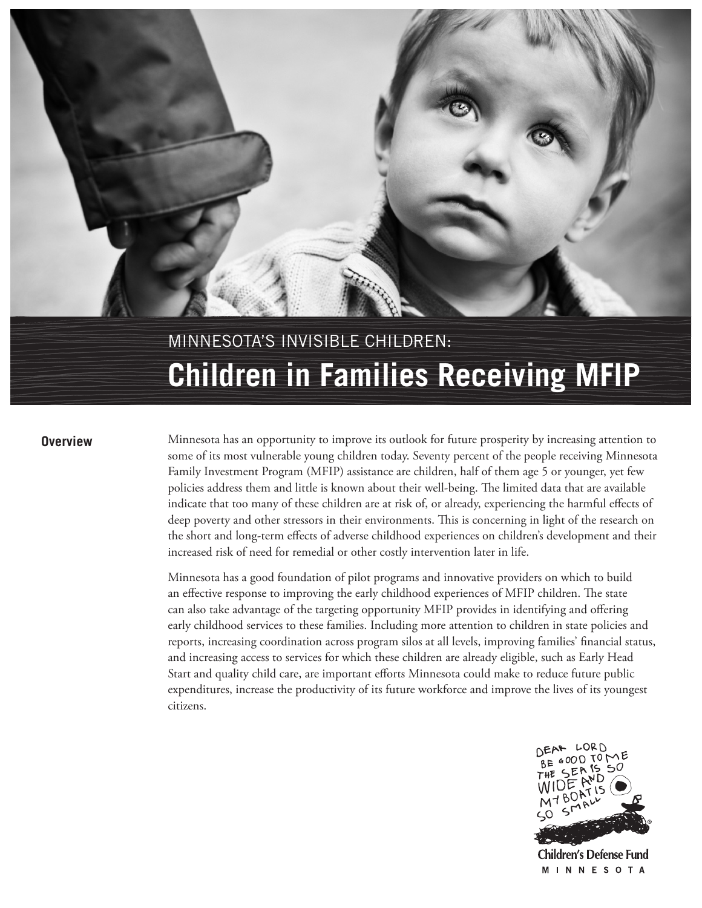MINNESOTA'S INVISIBLE CHILDREN:

# Children in Families Receiving MFIP

## Overview

Minnesota has an opportunity to improve its outlook for future prosperity by increasing attention to some of its most vulnerable young children today. Seventy percent of the people receiving Minnesota Family Investment Program (MFIP) assistance are children, half of them age 5 or younger, yet few policies address them and little is known about their well-being. The limited data that are available indicate that too many of these children are at risk of, or already, experiencing the harmful effects of deep poverty and other stressors in their environments. This is concerning in light of the research on the short and long-term effects of adverse childhood experiences on children's development and their increased risk of need for remedial or other costly intervention later in life.

Minnesota has a good foundation of pilot programs and innovative providers on which to build an effective response to improving the early childhood experiences of MFIP children. The state can also take advantage of the targeting opportunity MFIP provides in identifying and offering early childhood services to these families. Including more attention to children in state policies and reports, increasing coordination across program silos at all levels, improving families' financial status, and increasing access to services for which these children are already eligible, such as Early Head Start and quality child care, are important efforts Minnesota could make to reduce future public expenditures, increase the productivity of its future workforce and improve the lives of its youngest citizens.

DEAR LORD BE GOOD TO ME THE SEA IS SO WIDE AND MY BOAT IS SO SMALL

Children's Defense Fund
MINNESOTA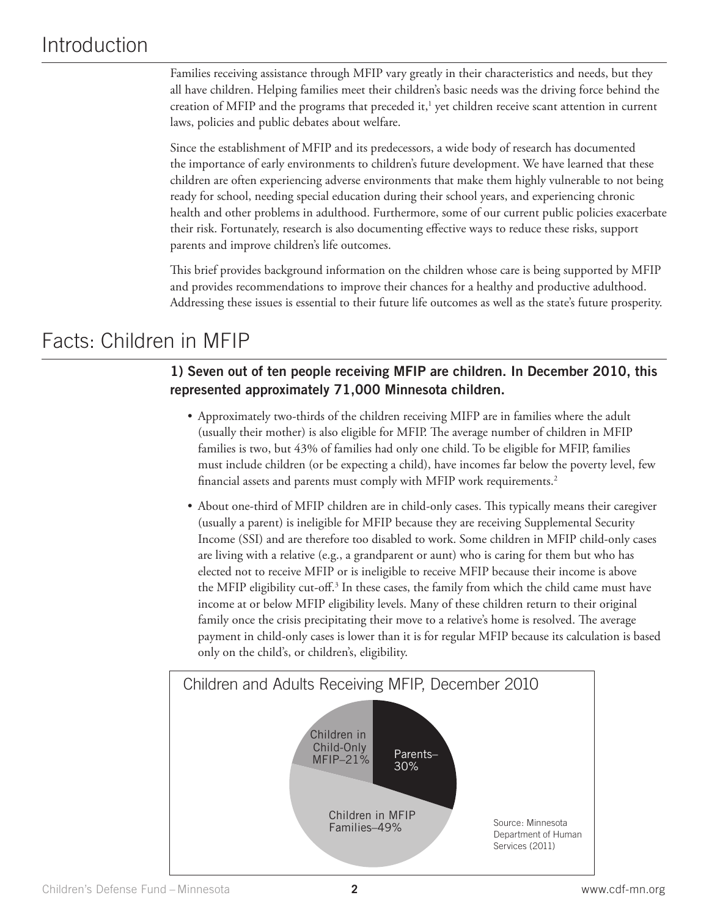# Introduction

Families receiving assistance through MFIP vary greatly in their characteristics and needs, but they all have children. Helping families meet their children's basic needs was the driving force behind the creation of MFIP and the programs that preceded it,[1] yet children receive scant attention in current laws, policies and public debates about welfare.

Since the establishment of MFIP and its predecessors, a wide body of research has documented the importance of early environments to children's future development. We have learned that these children are often experiencing adverse environments that make them highly vulnerable to not being ready for school, needing special education during their school years, and experiencing chronic health and other problems in adulthood. Furthermore, some of our current public policies exacerbate their risk. Fortunately, research is also documenting effective ways to reduce these risks, support parents and improve children's life outcomes.

This brief provides background information on the children whose care is being supported by MFIP and provides recommendations to improve their chances for a healthy and productive adulthood. Addressing these issues is essential to their future life outcomes as well as the state's future prosperity.

# Facts: Children in MFIP

**1) Seven out of ten people receiving MFIP are children. In December 2010, this represented approximately 71,000 Minnesota children.**

- Approximately two-thirds of the children receiving MIFP are in families where the adult (usually their mother) is also eligible for MFIP. The average number of children in MFIP families is two, but 43% of families had only one child. To be eligible for MFIP, families must include children (or be expecting a child), have incomes far below the poverty level, few financial assets and parents must comply with MFIP work requirements.[2]
- About one-third of MFIP children are in child-only cases. This typically means their caregiver (usually a parent) is ineligible for MFIP because they are receiving Supplemental Security Income (SSI) and are therefore too disabled to work. Some children in MFIP child-only cases are living with a relative (e.g., a grandparent or aunt) who is caring for them but who has elected not to receive MFIP or is ineligible to receive MFIP because their income is above the MFIP eligibility cut-off.[3] In these cases, the family from which the child came must have income at or below MFIP eligibility levels. Many of these children return to their original family once the crisis precipitating their move to a relative's home is resolved. The average payment in child-only cases is lower than it is for regular MFIP because its calculation is based only on the child's, or children's, eligibility.

**Children and Adults Receiving MFIP, December 2010**

| Category | Percent |
|---|---|
| Parents | 30% |
| Children in MFIP Families | 49% |
| Children in Child-Only MFIP | 21% |

Source: Minnesota Department of Human Services (2011)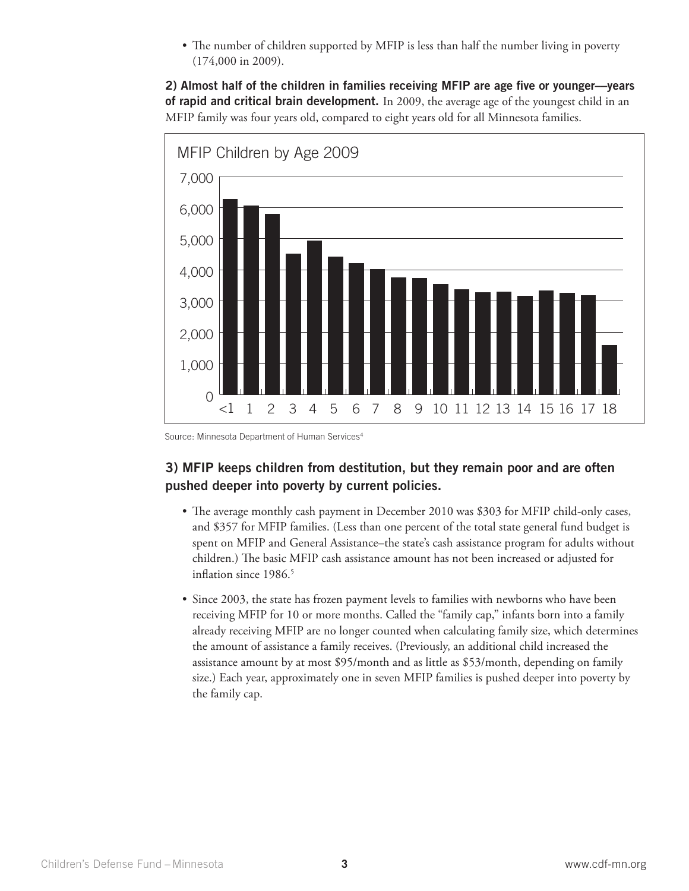- The number of children supported by MFIP is less than half the number living in poverty (174,000 in 2009).

**2) Almost half of the children in families receiving MFIP are age five or younger—years of rapid and critical brain development.** In 2009, the average age of the youngest child in an MFIP family was four years old, compared to eight years old for all Minnesota families.

MFIP Children by Age 2009

Source: Minnesota Department of Human Services[4]

### 3) MFIP keeps children from destitution, but they remain poor and are often pushed deeper into poverty by current policies.

- The average monthly cash payment in December 2010 was $303 for MFIP child-only cases, and $357 for MFIP families. (Less than one percent of the total state general fund budget is spent on MFIP and General Assistance–the state's cash assistance program for adults without children.) The basic MFIP cash assistance amount has not been increased or adjusted for inflation since 1986.[5]
- Since 2003, the state has frozen payment levels to families with newborns who have been receiving MFIP for 10 or more months. Called the "family cap," infants born into a family already receiving MFIP are no longer counted when calculating family size, which determines the amount of assistance a family receives. (Previously, an additional child increased the assistance amount by at most $95/month and as little as $53/month, depending on family size.) Each year, approximately one in seven MFIP families is pushed deeper into poverty by the family cap.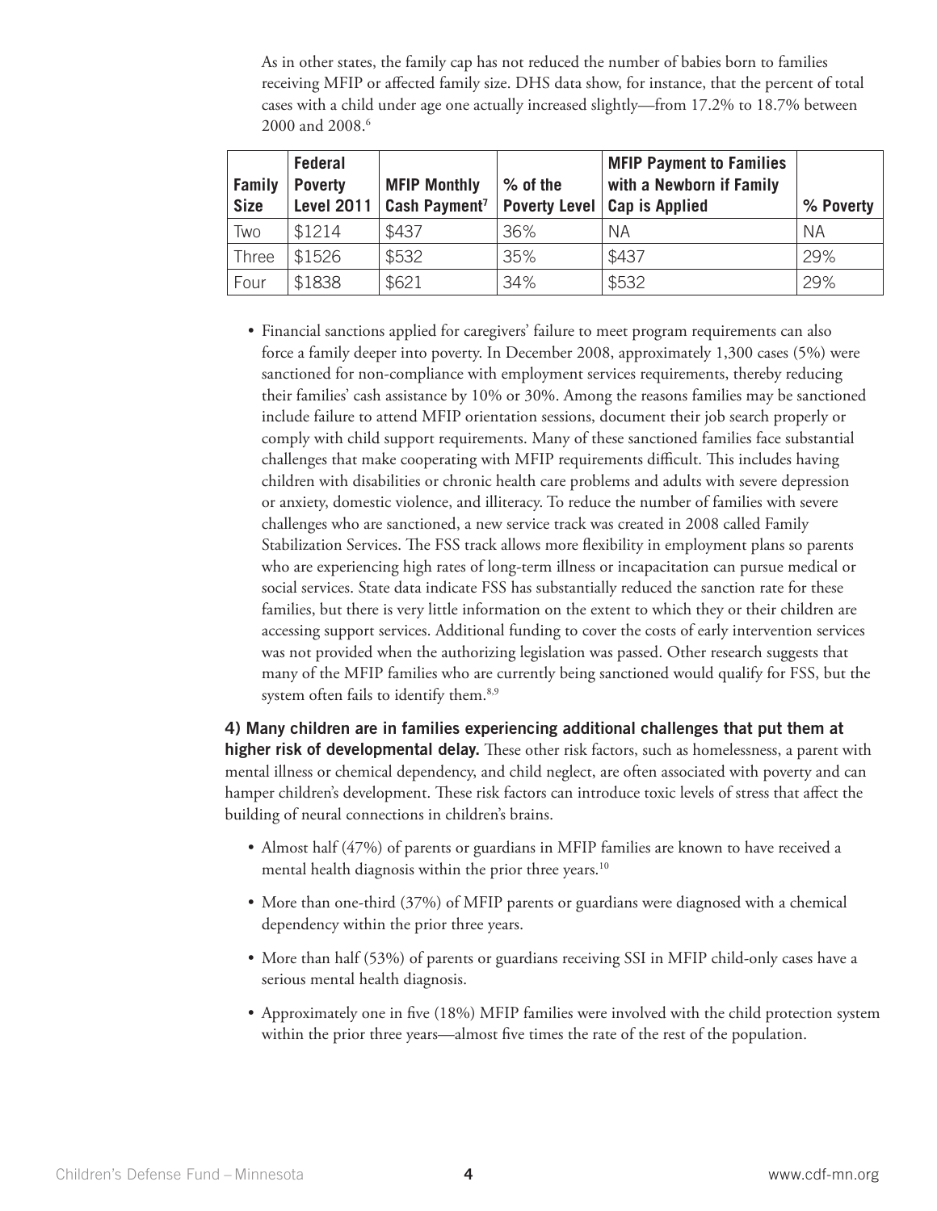As in other states, the family cap has not reduced the number of babies born to families receiving MFIP or affected family size. DHS data show, for instance, that the percent of total cases with a child under age one actually increased slightly—from 17.2% to 18.7% between 2000 and 2008.[6]

| Family Size | Federal Poverty Level 2011 | MFIP Monthly Cash Payment[7] | % of the Poverty Level | MFIP Payment to Families with a Newborn if Family Cap is Applied | % Poverty |
|---|---|---|---|---|---|
| Two | $1214 | $437 | 36% | NA | NA |
| Three | $1526 | $532 | 35% | $437 | 29% |
| Four | $1838 | $621 | 34% | $532 | 29% |

- Financial sanctions applied for caregivers' failure to meet program requirements can also force a family deeper into poverty. In December 2008, approximately 1,300 cases (5%) were sanctioned for non-compliance with employment services requirements, thereby reducing their families' cash assistance by 10% or 30%. Among the reasons families may be sanctioned include failure to attend MFIP orientation sessions, document their job search properly or comply with child support requirements. Many of these sanctioned families face substantial challenges that make cooperating with MFIP requirements difficult. This includes having children with disabilities or chronic health care problems and adults with severe depression or anxiety, domestic violence, and illiteracy. To reduce the number of families with severe challenges who are sanctioned, a new service track was created in 2008 called Family Stabilization Services. The FSS track allows more flexibility in employment plans so parents who are experiencing high rates of long-term illness or incapacitation can pursue medical or social services. State data indicate FSS has substantially reduced the sanction rate for these families, but there is very little information on the extent to which they or their children are accessing support services. Additional funding to cover the costs of early intervention services was not provided when the authorizing legislation was passed. Other research suggests that many of the MFIP families who are currently being sanctioned would qualify for FSS, but the system often fails to identify them.[8,9]

**4) Many children are in families experiencing additional challenges that put them at higher risk of developmental delay.** These other risk factors, such as homelessness, a parent with mental illness or chemical dependency, and child neglect, are often associated with poverty and can hamper children's development. These risk factors can introduce toxic levels of stress that affect the building of neural connections in children's brains.

- Almost half (47%) of parents or guardians in MFIP families are known to have received a mental health diagnosis within the prior three years.[10]
- More than one-third (37%) of MFIP parents or guardians were diagnosed with a chemical dependency within the prior three years.
- More than half (53%) of parents or guardians receiving SSI in MFIP child-only cases have a serious mental health diagnosis.
- Approximately one in five (18%) MFIP families were involved with the child protection system within the prior three years—almost five times the rate of the rest of the population.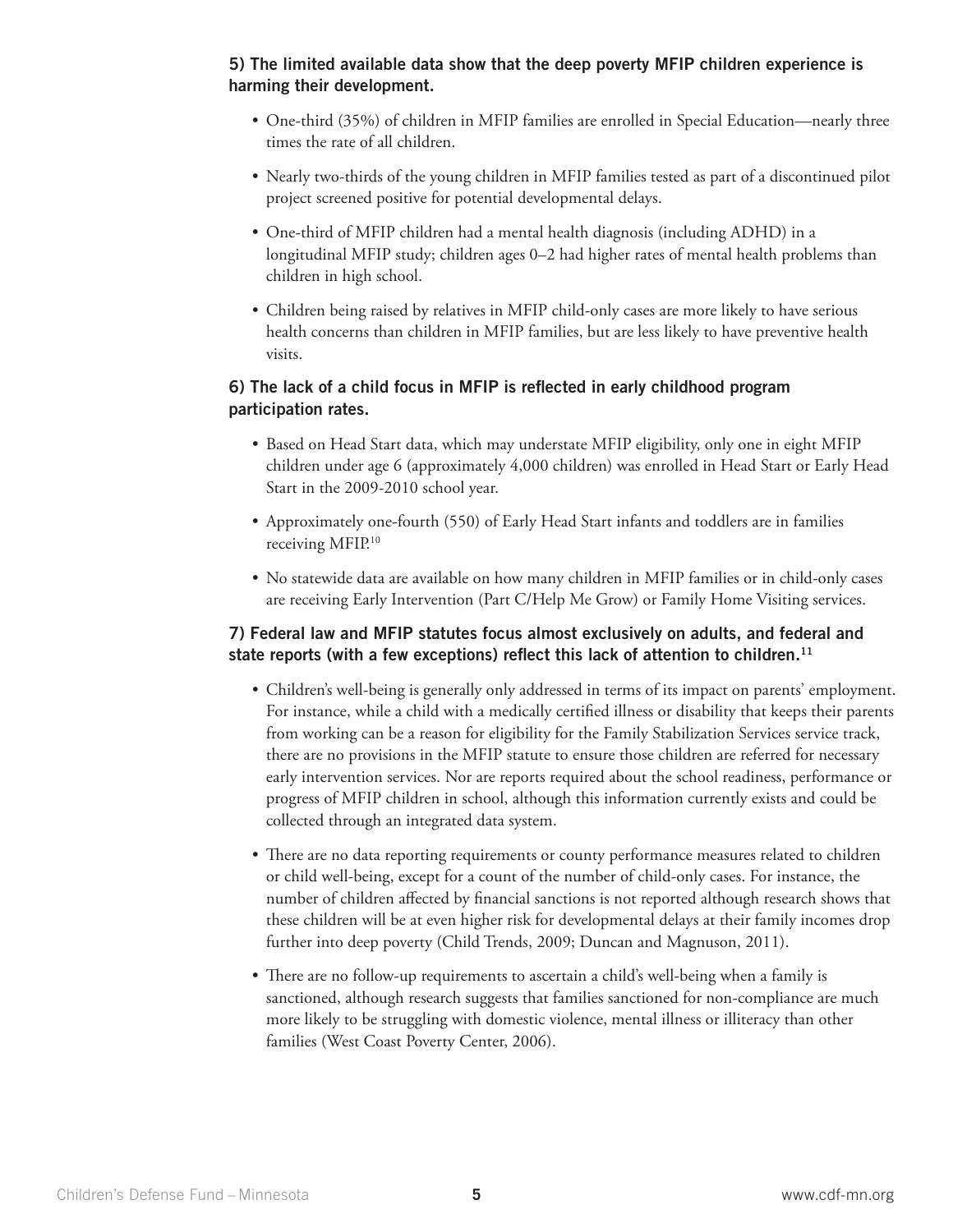**5) The limited available data show that the deep poverty MFIP children experience is harming their development.**

- One-third (35%) of children in MFIP families are enrolled in Special Education—nearly three times the rate of all children.
- Nearly two-thirds of the young children in MFIP families tested as part of a discontinued pilot project screened positive for potential developmental delays.
- One-third of MFIP children had a mental health diagnosis (including ADHD) in a longitudinal MFIP study; children ages 0–2 had higher rates of mental health problems than children in high school.
- Children being raised by relatives in MFIP child-only cases are more likely to have serious health concerns than children in MFIP families, but are less likely to have preventive health visits.

**6) The lack of a child focus in MFIP is reflected in early childhood program participation rates.**

- Based on Head Start data, which may understate MFIP eligibility, only one in eight MFIP children under age 6 (approximately 4,000 children) was enrolled in Head Start or Early Head Start in the 2009-2010 school year.
- Approximately one-fourth (550) of Early Head Start infants and toddlers are in families receiving MFIP.[10]
- No statewide data are available on how many children in MFIP families or in child-only cases are receiving Early Intervention (Part C/Help Me Grow) or Family Home Visiting services.

**7) Federal law and MFIP statutes focus almost exclusively on adults, and federal and state reports (with a few exceptions) reflect this lack of attention to children.[11]**

- Children's well-being is generally only addressed in terms of its impact on parents' employment. For instance, while a child with a medically certified illness or disability that keeps their parents from working can be a reason for eligibility for the Family Stabilization Services service track, there are no provisions in the MFIP statute to ensure those children are referred for necessary early intervention services. Nor are reports required about the school readiness, performance or progress of MFIP children in school, although this information currently exists and could be collected through an integrated data system.
- There are no data reporting requirements or county performance measures related to children or child well-being, except for a count of the number of child-only cases. For instance, the number of children affected by financial sanctions is not reported although research shows that these children will be at even higher risk for developmental delays at their family incomes drop further into deep poverty (Child Trends, 2009; Duncan and Magnuson, 2011).
- There are no follow-up requirements to ascertain a child's well-being when a family is sanctioned, although research suggests that families sanctioned for non-compliance are much more likely to be struggling with domestic violence, mental illness or illiteracy than other families (West Coast Poverty Center, 2006).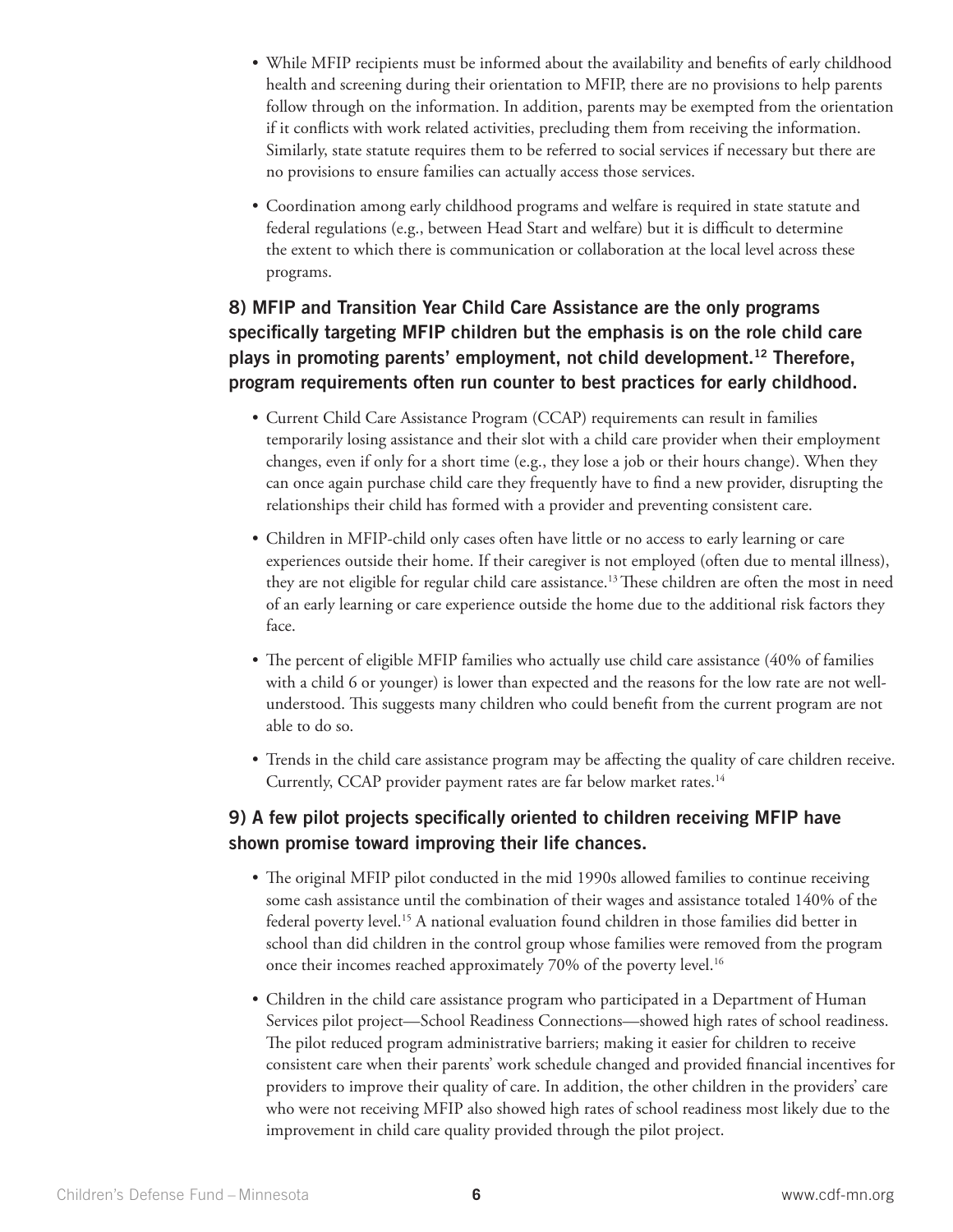- While MFIP recipients must be informed about the availability and benefits of early childhood health and screening during their orientation to MFIP, there are no provisions to help parents follow through on the information. In addition, parents may be exempted from the orientation if it conflicts with work related activities, precluding them from receiving the information. Similarly, state statute requires them to be referred to social services if necessary but there are no provisions to ensure families can actually access those services.
- Coordination among early childhood programs and welfare is required in state statute and federal regulations (e.g., between Head Start and welfare) but it is difficult to determine the extent to which there is communication or collaboration at the local level across these programs.

### 8) MFIP and Transition Year Child Care Assistance are the only programs specifically targeting MFIP children but the emphasis is on the role child care plays in promoting parents' employment, not child development.[12] Therefore, program requirements often run counter to best practices for early childhood.

- Current Child Care Assistance Program (CCAP) requirements can result in families temporarily losing assistance and their slot with a child care provider when their employment changes, even if only for a short time (e.g., they lose a job or their hours change). When they can once again purchase child care they frequently have to find a new provider, disrupting the relationships their child has formed with a provider and preventing consistent care.
- Children in MFIP-child only cases often have little or no access to early learning or care experiences outside their home. If their caregiver is not employed (often due to mental illness), they are not eligible for regular child care assistance.[13] These children are often the most in need of an early learning or care experience outside the home due to the additional risk factors they face.
- The percent of eligible MFIP families who actually use child care assistance (40% of families with a child 6 or younger) is lower than expected and the reasons for the low rate are not well-understood. This suggests many children who could benefit from the current program are not able to do so.
- Trends in the child care assistance program may be affecting the quality of care children receive. Currently, CCAP provider payment rates are far below market rates.[14]

### 9) A few pilot projects specifically oriented to children receiving MFIP have shown promise toward improving their life chances.

- The original MFIP pilot conducted in the mid 1990s allowed families to continue receiving some cash assistance until the combination of their wages and assistance totaled 140% of the federal poverty level.[15] A national evaluation found children in those families did better in school than did children in the control group whose families were removed from the program once their incomes reached approximately 70% of the poverty level.[16]
- Children in the child care assistance program who participated in a Department of Human Services pilot project—School Readiness Connections—showed high rates of school readiness. The pilot reduced program administrative barriers; making it easier for children to receive consistent care when their parents' work schedule changed and provided financial incentives for providers to improve their quality of care. In addition, the other children in the providers' care who were not receiving MFIP also showed high rates of school readiness most likely due to the improvement in child care quality provided through the pilot project.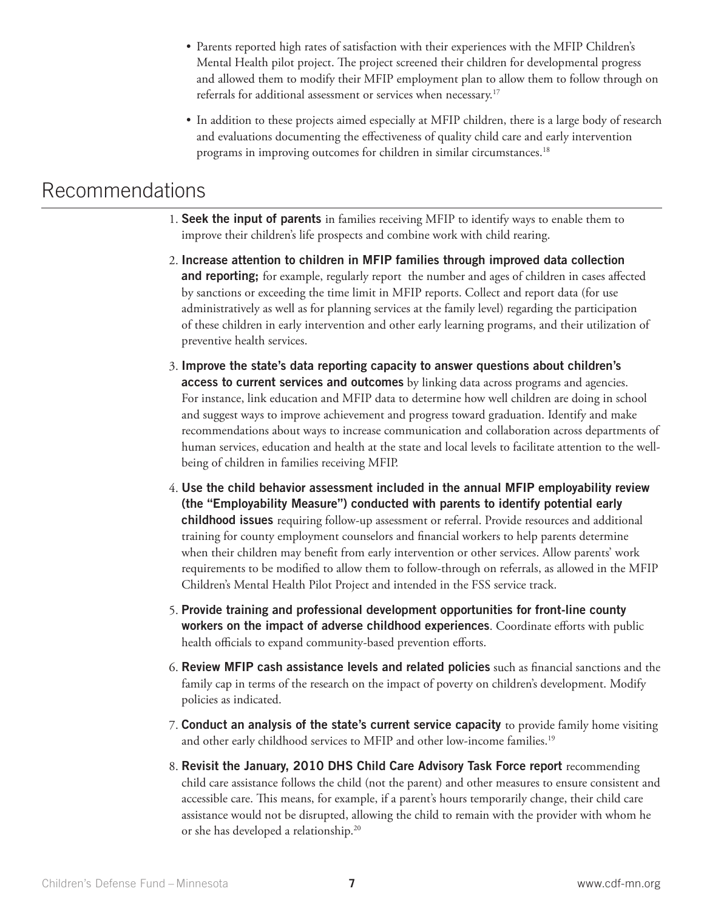- Parents reported high rates of satisfaction with their experiences with the MFIP Children's Mental Health pilot project. The project screened their children for developmental progress and allowed them to modify their MFIP employment plan to allow them to follow through on referrals for additional assessment or services when necessary.[17]
- In addition to these projects aimed especially at MFIP children, there is a large body of research and evaluations documenting the effectiveness of quality child care and early intervention programs in improving outcomes for children in similar circumstances.[18]

## Recommendations

1. **Seek the input of parents** in families receiving MFIP to identify ways to enable them to improve their children's life prospects and combine work with child rearing.
2. **Increase attention to children in MFIP families through improved data collection and reporting;** for example, regularly report the number and ages of children in cases affected by sanctions or exceeding the time limit in MFIP reports. Collect and report data (for use administratively as well as for planning services at the family level) regarding the participation of these children in early intervention and other early learning programs, and their utilization of preventive health services.
3. **Improve the state's data reporting capacity to answer questions about children's access to current services and outcomes** by linking data across programs and agencies. For instance, link education and MFIP data to determine how well children are doing in school and suggest ways to improve achievement and progress toward graduation. Identify and make recommendations about ways to increase communication and collaboration across departments of human services, education and health at the state and local levels to facilitate attention to the well-being of children in families receiving MFIP.
4. **Use the child behavior assessment included in the annual MFIP employability review (the "Employability Measure") conducted with parents to identify potential early childhood issues** requiring follow-up assessment or referral. Provide resources and additional training for county employment counselors and financial workers to help parents determine when their children may benefit from early intervention or other services. Allow parents' work requirements to be modified to allow them to follow-through on referrals, as allowed in the MFIP Children's Mental Health Pilot Project and intended in the FSS service track.
5. **Provide training and professional development opportunities for front-line county workers on the impact of adverse childhood experiences**. Coordinate efforts with public health officials to expand community-based prevention efforts.
6. **Review MFIP cash assistance levels and related policies** such as financial sanctions and the family cap in terms of the research on the impact of poverty on children's development. Modify policies as indicated.
7. **Conduct an analysis of the state's current service capacity** to provide family home visiting and other early childhood services to MFIP and other low-income families.[19]
8. **Revisit the January, 2010 DHS Child Care Advisory Task Force report** recommending child care assistance follows the child (not the parent) and other measures to ensure consistent and accessible care. This means, for example, if a parent's hours temporarily change, their child care assistance would not be disrupted, allowing the child to remain with the provider with whom he or she has developed a relationship.[20]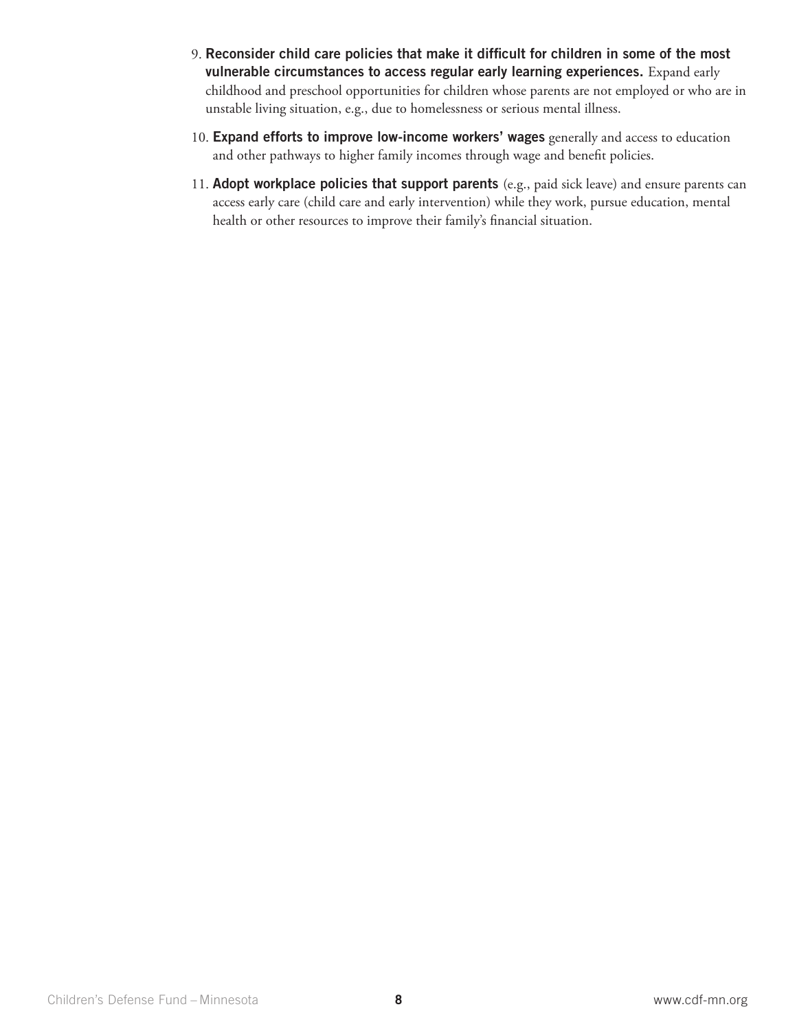9. **Reconsider child care policies that make it difficult for children in some of the most vulnerable circumstances to access regular early learning experiences.** Expand early childhood and preschool opportunities for children whose parents are not employed or who are in unstable living situation, e.g., due to homelessness or serious mental illness.

10. **Expand efforts to improve low-income workers' wages** generally and access to education and other pathways to higher family incomes through wage and benefit policies.

11. **Adopt workplace policies that support parents** (e.g., paid sick leave) and ensure parents can access early care (child care and early intervention) while they work, pursue education, mental health or other resources to improve their family's financial situation.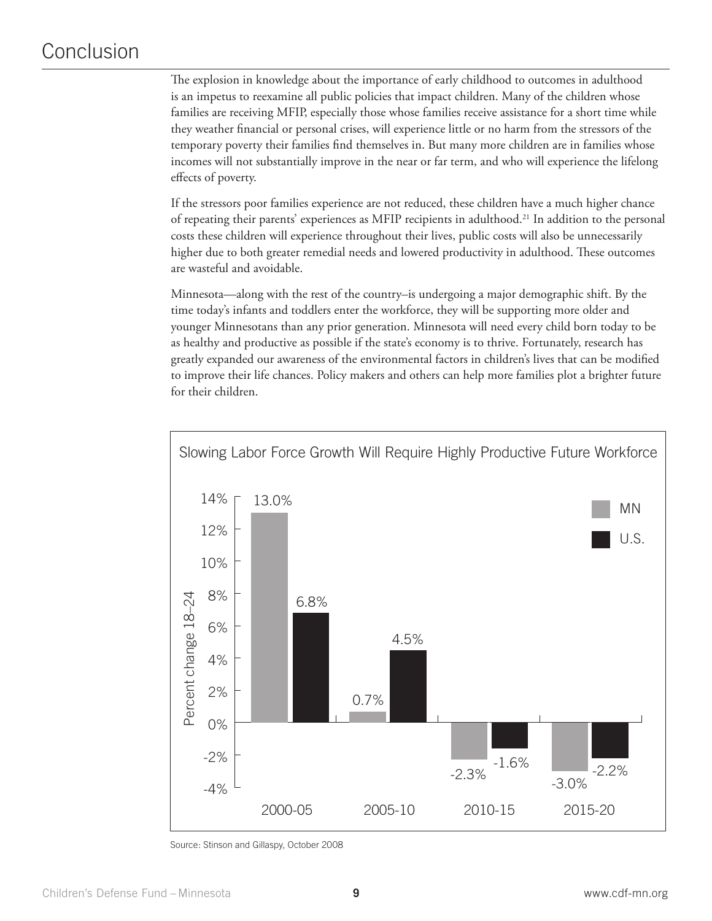# Conclusion

The explosion in knowledge about the importance of early childhood to outcomes in adulthood is an impetus to reexamine all public policies that impact children. Many of the children whose families are receiving MFIP, especially those whose families receive assistance for a short time while they weather financial or personal crises, will experience little or no harm from the stressors of the temporary poverty their families find themselves in. But many more children are in families whose incomes will not substantially improve in the near or far term, and who will experience the lifelong effects of poverty.

If the stressors poor families experience are not reduced, these children have a much higher chance of repeating their parents' experiences as MFIP recipients in adulthood.[21] In addition to the personal costs these children will experience throughout their lives, public costs will also be unnecessarily higher due to both greater remedial needs and lowered productivity in adulthood. These outcomes are wasteful and avoidable.

Minnesota—along with the rest of the country–is undergoing a major demographic shift. By the time today's infants and toddlers enter the workforce, they will be supporting more older and younger Minnesotans than any prior generation. Minnesota will need every child born today to be as healthy and productive as possible if the state's economy is to thrive. Fortunately, research has greatly expanded our awareness of the environmental factors in children's lives that can be modified to improve their life chances. Policy makers and others can help more families plot a brighter future for their children.

**Slowing Labor Force Growth Will Require Highly Productive Future Workforce**

| Percent change 18–24 | MN | U.S. |
| --- | --- | --- |
| 2000-05 | 13.0% | 6.8% |
| 2005-10 | 0.7% | 4.5% |
| 2010-15 | -2.3% | -1.6% |
| 2015-20 | -3.0% | -2.2% |

Source: Stinson and Gillaspy, October 2008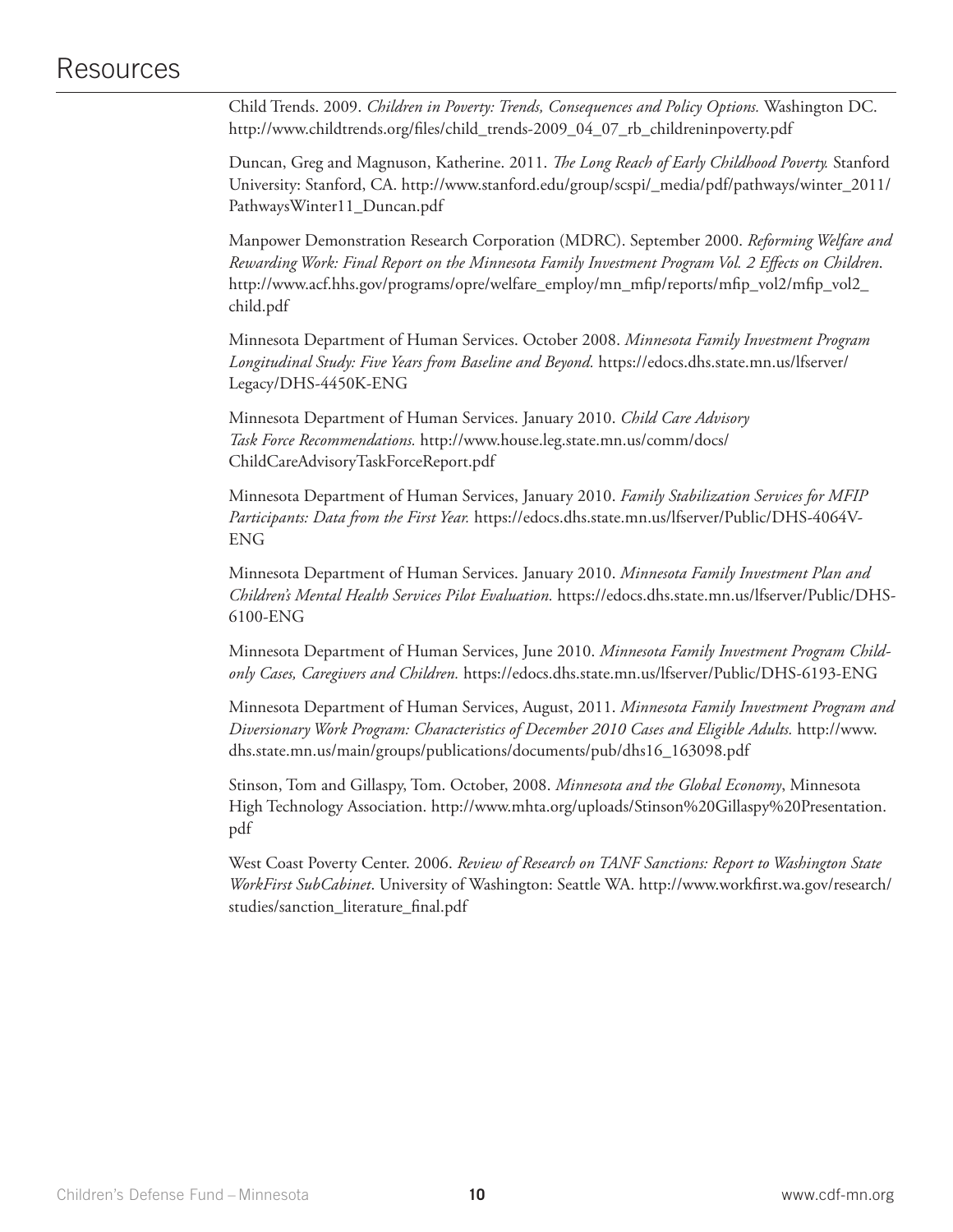# Resources

Child Trends. 2009. *Children in Poverty: Trends, Consequences and Policy Options.* Washington DC. http://www.childtrends.org/files/child_trends-2009_04_07_rb_childreninpoverty.pdf

Duncan, Greg and Magnuson, Katherine. 2011. *The Long Reach of Early Childhood Poverty.* Stanford University: Stanford, CA. http://www.stanford.edu/group/scspi/_media/pdf/pathways/winter_2011/PathwaysWinter11_Duncan.pdf

Manpower Demonstration Research Corporation (MDRC). September 2000. *Reforming Welfare and Rewarding Work: Final Report on the Minnesota Family Investment Program Vol. 2 Effects on Children.* http://www.acf.hhs.gov/programs/opre/welfare_employ/mn_mfip/reports/mfip_vol2/mfip_vol2_child.pdf

Minnesota Department of Human Services. October 2008. *Minnesota Family Investment Program Longitudinal Study: Five Years from Baseline and Beyond.* https://edocs.dhs.state.mn.us/lfserver/Legacy/DHS-4450K-ENG

Minnesota Department of Human Services. January 2010. *Child Care Advisory Task Force Recommendations.* http://www.house.leg.state.mn.us/comm/docs/ChildCareAdvisoryTaskForceReport.pdf

Minnesota Department of Human Services, January 2010. *Family Stabilization Services for MFIP Participants: Data from the First Year.* https://edocs.dhs.state.mn.us/lfserver/Public/DHS-4064V-ENG

Minnesota Department of Human Services. January 2010. *Minnesota Family Investment Plan and Children's Mental Health Services Pilot Evaluation.* https://edocs.dhs.state.mn.us/lfserver/Public/DHS-6100-ENG

Minnesota Department of Human Services, June 2010. *Minnesota Family Investment Program Child-only Cases, Caregivers and Children.* https://edocs.dhs.state.mn.us/lfserver/Public/DHS-6193-ENG

Minnesota Department of Human Services, August, 2011. *Minnesota Family Investment Program and Diversionary Work Program: Characteristics of December 2010 Cases and Eligible Adults.* http://www.dhs.state.mn.us/main/groups/publications/documents/pub/dhs16_163098.pdf

Stinson, Tom and Gillaspy, Tom. October, 2008. *Minnesota and the Global Economy*, Minnesota High Technology Association. http://www.mhta.org/uploads/Stinson%20Gillaspy%20Presentation.pdf

West Coast Poverty Center. 2006. *Review of Research on TANF Sanctions: Report to Washington State WorkFirst SubCabinet*. University of Washington: Seattle WA. http://www.workfirst.wa.gov/research/studies/sanction_literature_final.pdf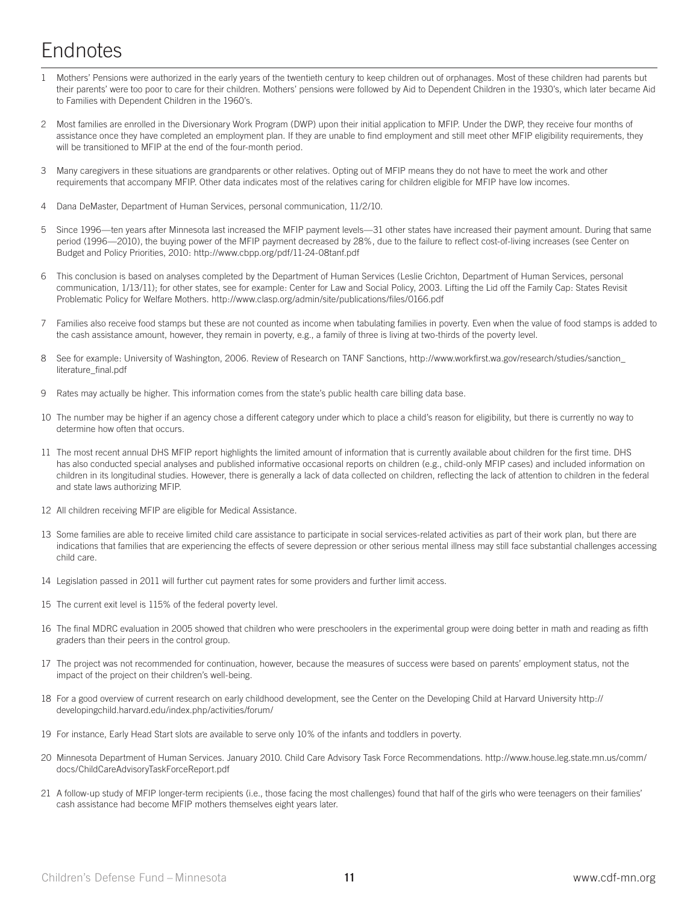# Endnotes

1. Mothers' Pensions were authorized in the early years of the twentieth century to keep children out of orphanages. Most of these children had parents but their parents' were too poor to care for their children. Mothers' pensions were followed by Aid to Dependent Children in the 1930's, which later became Aid to Families with Dependent Children in the 1960's.

2. Most families are enrolled in the Diversionary Work Program (DWP) upon their initial application to MFIP. Under the DWP, they receive four months of assistance once they have completed an employment plan. If they are unable to find employment and still meet other MFIP eligibility requirements, they will be transitioned to MFIP at the end of the four-month period.

3. Many caregivers in these situations are grandparents or other relatives. Opting out of MFIP means they do not have to meet the work and other requirements that accompany MFIP. Other data indicates most of the relatives caring for children eligible for MFIP have low incomes.

4. Dana DeMaster, Department of Human Services, personal communication, 11/2/10.

5. Since 1996—ten years after Minnesota last increased the MFIP payment levels—31 other states have increased their payment amount. During that same period (1996—2010), the buying power of the MFIP payment decreased by 28%, due to the failure to reflect cost-of-living increases (see Center on Budget and Policy Priorities, 2010: http://www.cbpp.org/pdf/11-24-08tanf.pdf

6. This conclusion is based on analyses completed by the Department of Human Services (Leslie Crichton, Department of Human Services, personal communication, 1/13/11); for other states, see for example: Center for Law and Social Policy, 2003. Lifting the Lid off the Family Cap: States Revisit Problematic Policy for Welfare Mothers. http://www.clasp.org/admin/site/publications/files/0166.pdf

7. Families also receive food stamps but these are not counted as income when tabulating families in poverty. Even when the value of food stamps is added to the cash assistance amount, however, they remain in poverty, e.g., a family of three is living at two-thirds of the poverty level.

8. See for example: University of Washington, 2006. Review of Research on TANF Sanctions, http://www.workfirst.wa.gov/research/studies/sanction_literature_final.pdf

9. Rates may actually be higher. This information comes from the state's public health care billing data base.

10. The number may be higher if an agency chose a different category under which to place a child's reason for eligibility, but there is currently no way to determine how often that occurs.

11. The most recent annual DHS MFIP report highlights the limited amount of information that is currently available about children for the first time. DHS has also conducted special analyses and published informative occasional reports on children (e.g., child-only MFIP cases) and included information on children in its longitudinal studies. However, there is generally a lack of data collected on children, reflecting the lack of attention to children in the federal and state laws authorizing MFIP.

12. All children receiving MFIP are eligible for Medical Assistance.

13. Some families are able to receive limited child care assistance to participate in social services-related activities as part of their work plan, but there are indications that families that are experiencing the effects of severe depression or other serious mental illness may still face substantial challenges accessing child care.

14. Legislation passed in 2011 will further cut payment rates for some providers and further limit access.

15. The current exit level is 115% of the federal poverty level.

16. The final MDRC evaluation in 2005 showed that children who were preschoolers in the experimental group were doing better in math and reading as fifth graders than their peers in the control group.

17. The project was not recommended for continuation, however, because the measures of success were based on parents' employment status, not the impact of the project on their children's well-being.

18. For a good overview of current research on early childhood development, see the Center on the Developing Child at Harvard University http://developingchild.harvard.edu/index.php/activities/forum/

19. For instance, Early Head Start slots are available to serve only 10% of the infants and toddlers in poverty.

20. Minnesota Department of Human Services. January 2010. Child Care Advisory Task Force Recommendations. http://www.house.leg.state.mn.us/comm/docs/ChildCareAdvisoryTaskForceReport.pdf

21. A follow-up study of MFIP longer-term recipients (i.e., those facing the most challenges) found that half of the girls who were teenagers on their families' cash assistance had become MFIP mothers themselves eight years later.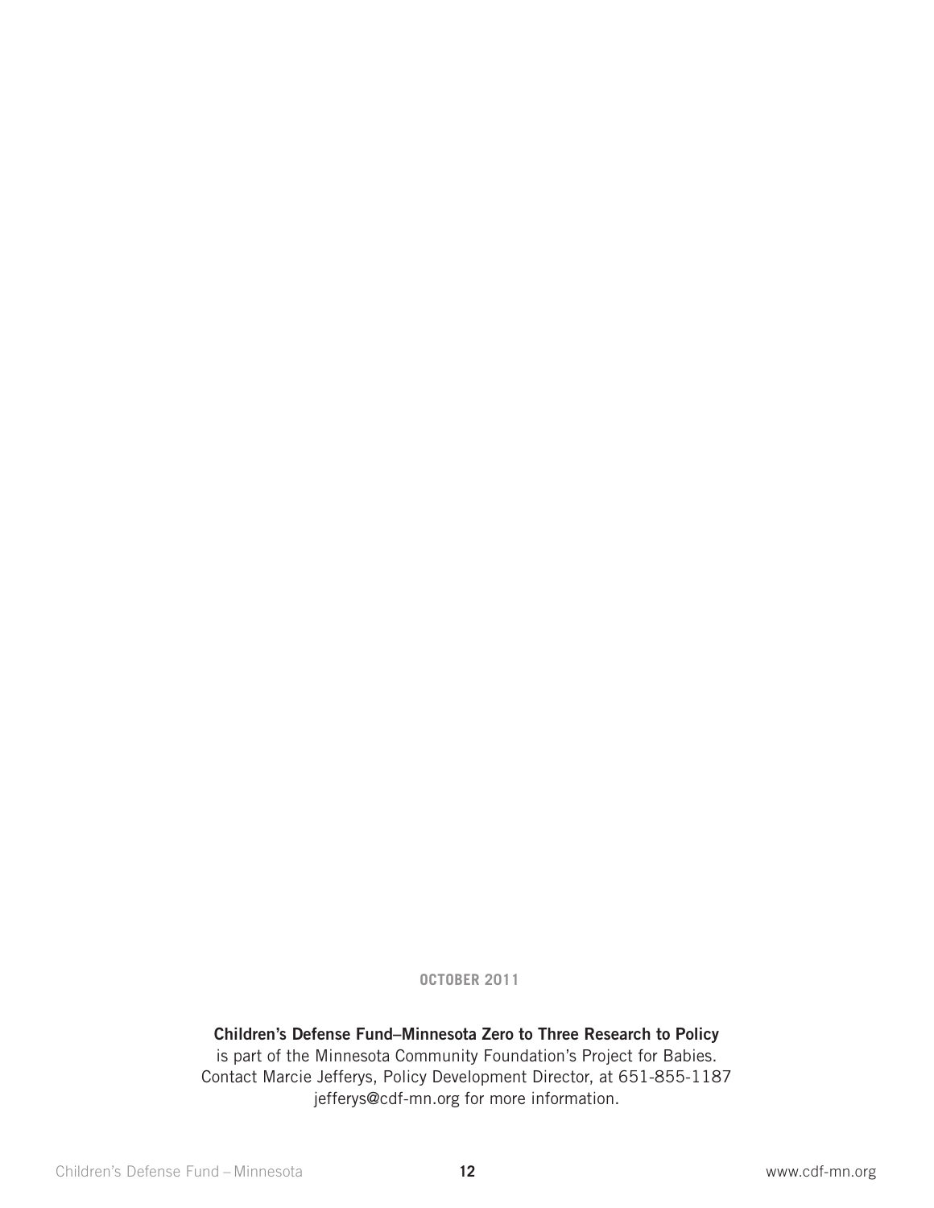**OCTOBER 2011**

**Children's Defense Fund–Minnesota Zero to Three Research to Policy**
is part of the Minnesota Community Foundation's Project for Babies.
Contact Marcie Jefferys, Policy Development Director, at 651-855-1187
jefferys@cdf-mn.org for more information.